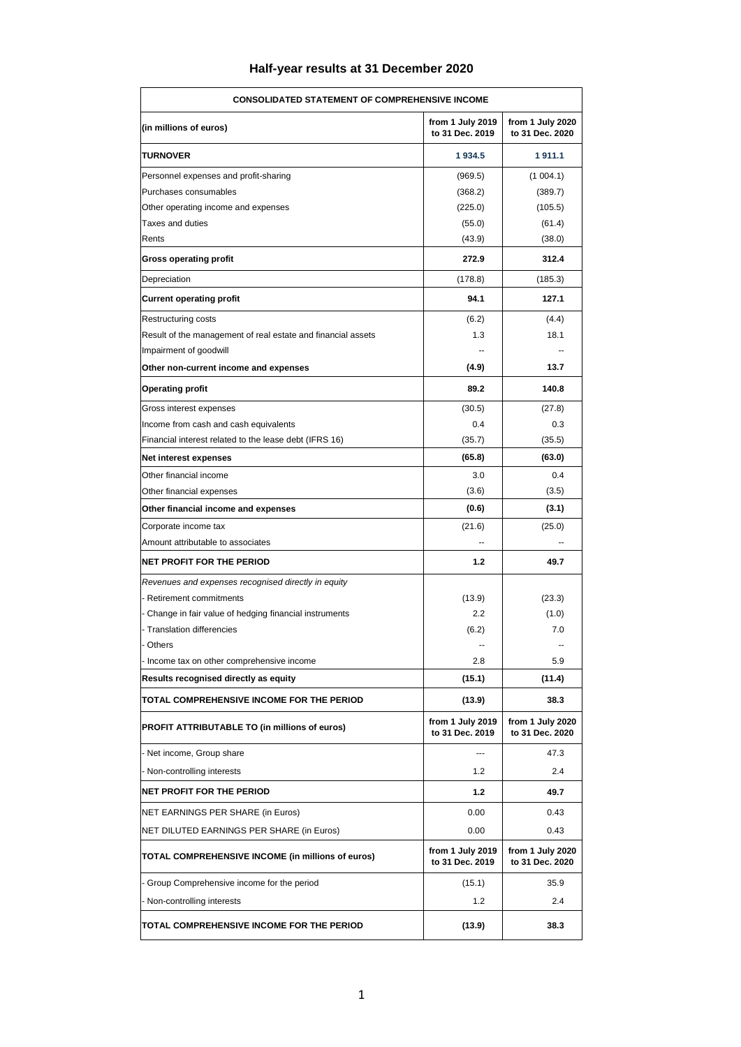# Half-year results at 31 December 2020

| CONSOLIDATED STATEMENT OF COMPREHENSIVE INCOME | | |
|---|---|---|
| **(in millions of euros)** | **from 1 July 2019 to 31 Dec. 2019** | **from 1 July 2020 to 31 Dec. 2020** |
| **TURNOVER** | **1 934.5** | **1 911.1** |
| Personnel expenses and profit-sharing | (969.5) | (1 004.1) |
| Purchases consumables | (368.2) | (389.7) |
| Other operating income and expenses | (225.0) | (105.5) |
| Taxes and duties | (55.0) | (61.4) |
| Rents | (43.9) | (38.0) |
| **Gross operating profit** | **272.9** | **312.4** |
| Depreciation | (178.8) | (185.3) |
| **Current operating profit** | **94.1** | **127.1** |
| Restructuring costs | (6.2) | (4.4) |
| Result of the management of real estate and financial assets | 1.3 | 18.1 |
| Impairment of goodwill | -- | -- |
| **Other non-current income and expenses** | **(4.9)** | **13.7** |
| **Operating profit** | **89.2** | **140.8** |
| Gross interest expenses | (30.5) | (27.8) |
| Income from cash and cash equivalents | 0.4 | 0.3 |
| Financial interest related to the lease debt (IFRS 16) | (35.7) | (35.5) |
| **Net interest expenses** | **(65.8)** | **(63.0)** |
| Other financial income | 3.0 | 0.4 |
| Other financial expenses | (3.6) | (3.5) |
| **Other financial income and expenses** | **(0.6)** | **(3.1)** |
| Corporate income tax | (21.6) | (25.0) |
| Amount attributable to associates | -- | -- |
| **NET PROFIT FOR THE PERIOD** | **1.2** | **49.7** |
| *Revenues and expenses recognised directly in equity* | | |
| - Retirement commitments | (13.9) | (23.3) |
| - Change in fair value of hedging financial instruments | 2.2 | (1.0) |
| - Translation differencies | (6.2) | 7.0 |
| - Others | -- | -- |
| - Income tax on other comprehensive income | 2.8 | 5.9 |
| **Results recognised directly as equity** | **(15.1)** | **(11.4)** |
| **TOTAL COMPREHENSIVE INCOME FOR THE PERIOD** | **(13.9)** | **38.3** |
| **PROFIT ATTRIBUTABLE TO (in millions of euros)** | **from 1 July 2019 to 31 Dec. 2019** | **from 1 July 2020 to 31 Dec. 2020** |
| - Net income, Group share | --- | 47.3 |
| - Non-controlling interests | 1.2 | 2.4 |
| **NET PROFIT FOR THE PERIOD** | **1.2** | **49.7** |
| NET EARNINGS PER SHARE (in Euros) | 0.00 | 0.43 |
| NET DILUTED EARNINGS PER SHARE (in Euros) | 0.00 | 0.43 |
| **TOTAL COMPREHENSIVE INCOME (in millions of euros)** | **from 1 July 2019 to 31 Dec. 2019** | **from 1 July 2020 to 31 Dec. 2020** |
| - Group Comprehensive income for the period | (15.1) | 35.9 |
| - Non-controlling interests | 1.2 | 2.4 |
| **TOTAL COMPREHENSIVE INCOME FOR THE PERIOD** | **(13.9)** | **38.3** |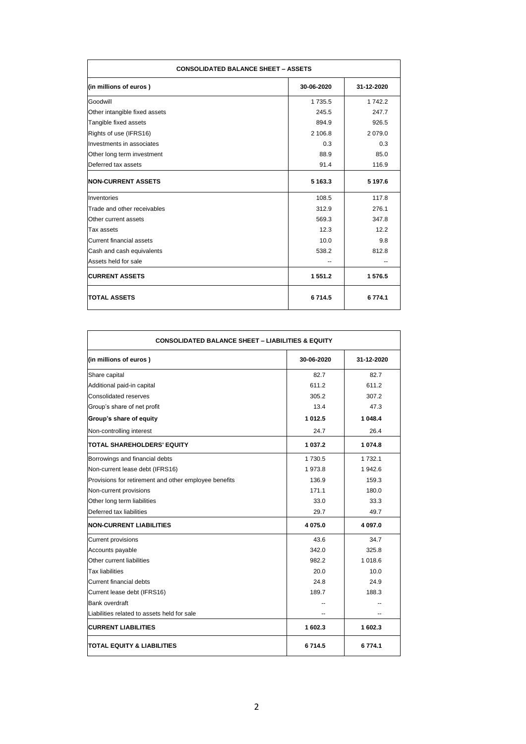| CONSOLIDATED BALANCE SHEET – ASSETS | | |
|---|---|---|
| **(in millions of euros )** | **30-06-2020** | **31-12-2020** |
| Goodwill | 1 735.5 | 1 742.2 |
| Other intangible fixed assets | 245.5 | 247.7 |
| Tangible fixed assets | 894.9 | 926.5 |
| Rights of use (IFRS16) | 2 106.8 | 2 079.0 |
| Investments in associates | 0.3 | 0.3 |
| Other long term investment | 88.9 | 85.0 |
| Deferred tax assets | 91.4 | 116.9 |
| **NON-CURRENT ASSETS** | **5 163.3** | **5 197.6** |
| Inventories | 108.5 | 117.8 |
| Trade and other receivables | 312.9 | 276.1 |
| Other current assets | 569.3 | 347.8 |
| Tax assets | 12.3 | 12.2 |
| Current financial assets | 10.0 | 9.8 |
| Cash and cash equivalents | 538.2 | 812.8 |
| Assets held for sale | -- | -- |
| **CURRENT ASSETS** | **1 551.2** | **1 576.5** |
| **TOTAL ASSETS** | **6 714.5** | **6 774.1** |

| CONSOLIDATED BALANCE SHEET – LIABILITIES & EQUITY | | |
|---|---|---|
| **(in millions of euros )** | **30-06-2020** | **31-12-2020** |
| Share capital | 82.7 | 82.7 |
| Additional paid-in capital | 611.2 | 611.2 |
| Consolidated reserves | 305.2 | 307.2 |
| Group's share of net profit | 13.4 | 47.3 |
| **Group's share of equity** | **1 012.5** | **1 048.4** |
| Non-controlling interest | 24.7 | 26.4 |
| **TOTAL SHAREHOLDERS' EQUITY** | **1 037.2** | **1 074.8** |
| Borrowings and financial debts | 1 730.5 | 1 732.1 |
| Non-current lease debt (IFRS16) | 1 973.8 | 1 942.6 |
| Provisions for retirement and other employee benefits | 136.9 | 159.3 |
| Non-current provisions | 171.1 | 180.0 |
| Other long term liabilities | 33.0 | 33.3 |
| Deferred tax liabilities | 29.7 | 49.7 |
| **NON-CURRENT LIABILITIES** | **4 075.0** | **4 097.0** |
| Current provisions | 43.6 | 34.7 |
| Accounts payable | 342.0 | 325.8 |
| Other current liabilities | 982.2 | 1 018.6 |
| Tax liabilities | 20.0 | 10.0 |
| Current financial debts | 24.8 | 24.9 |
| Current lease debt (IFRS16) | 189.7 | 188.3 |
| Bank overdraft | -- | -- |
| Liabilities related to assets held for sale | -- | -- |
| **CURRENT LIABILITIES** | **1 602.3** | **1 602.3** |
| **TOTAL EQUITY & LIABILITIES** | **6 714.5** | **6 774.1** |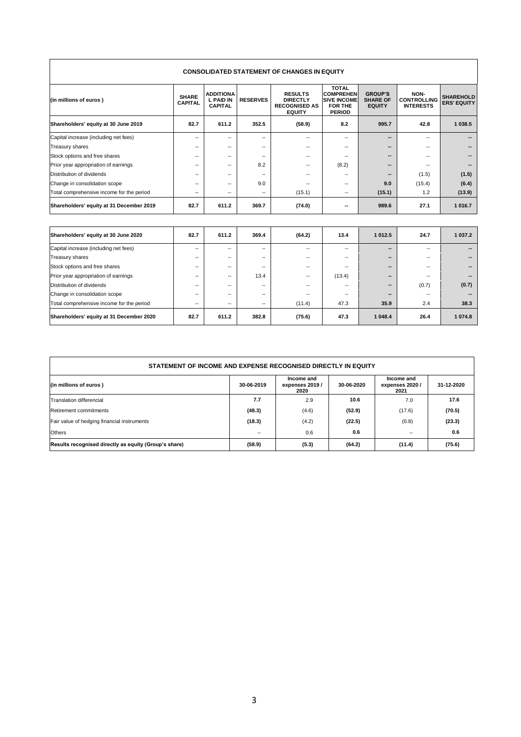## CONSOLIDATED STATEMENT OF CHANGES IN EQUITY

| (in millions of euros ) | SHARE CAPITAL | ADDITIONAL PAID IN CAPITAL | RESERVES | RESULTS DIRECTLY RECOGNISED AS EQUITY | TOTAL COMPREHENSIVE INCOME FOR THE PERIOD | GROUP'S SHARE OF EQUITY | NON-CONTROLLING INTERESTS | SHAREHOLDERS' EQUITY |
|---|---|---|---|---|---|---|---|---|
| **Shareholders' equity at 30 June 2019** | **82.7** | **611.2** | **352.5** | **(58.9)** | **8.2** | **995.7** | **42.8** | **1 038.5** |
| Capital increase (including net fees) | -- | -- | -- | -- | -- | **--** | -- | **--** |
| Treasury shares | -- | -- | -- | -- | -- | **--** | -- | **--** |
| Stock options and free shares | -- | -- | -- | -- | -- | **--** | -- | **--** |
| Prior year appropriation of earnings | -- | -- | 8.2 | -- | (8.2) | **--** | -- | **--** |
| Distribution of dividends | -- | -- | -- | -- | -- | **--** | (1.5) | **(1.5)** |
| Change in consolidation scope | -- | -- | 9.0 | -- | -- | **9.0** | (15.4) | **(6.4)** |
| Total comprehensive income for the period | -- | -- | -- | (15.1) | -- | **(15.1)** | 1.2 | **(13.9)** |
| **Shareholders' equity at 31 December 2019** | **82.7** | **611.2** | **369.7** | **(74.0)** | **--** | **989.6** | **27.1** | **1 016.7** |

| | | | | | | | | |
|---|---|---|---|---|---|---|---|---|
| **Shareholders' equity at 30 June 2020** | **82.7** | **611.2** | **369.4** | **(64.2)** | **13.4** | **1 012.5** | **24.7** | **1 037.2** |
| Capital increase (including net fees) | -- | -- | -- | -- | -- | **--** | -- | **--** |
| Treasury shares | -- | -- | -- | -- | -- | **--** | -- | **--** |
| Stock options and free shares | -- | -- | -- | -- | -- | **--** | -- | **--** |
| Prior year appropriation of earnings | -- | -- | 13.4 | -- | (13.4) | **--** | -- | **--** |
| Distribution of dividends | -- | -- | -- | -- | -- | **--** | (0.7) | **(0.7)** |
| Change in consolidation scope | -- | -- | -- | -- | -- | **--** | -- | **--** |
| Total comprehensive income for the period | -- | -- | -- | (11.4) | 47.3 | **35.9** | 2.4 | **38.3** |
| **Shareholders' equity at 31 December 2020** | **82.7** | **611.2** | **382.8** | **(75.6)** | **47.3** | **1 048.4** | **26.4** | **1 074.8** |

## STATEMENT OF INCOME AND EXPENSE RECOGNISED DIRECTLY IN EQUITY

| (in millions of euros ) | 30-06-2019 | Income and expenses 2019 / 2020 | 30-06-2020 | Income and expenses 2020 / 2021 | 31-12-2020 |
|---|---|---|---|---|---|
| Translation differencial | **7.7** | 2.9 | **10.6** | 7.0 | **17.6** |
| Retirement commitments | **(48.3)** | (4.6) | **(52.9)** | (17.6) | **(70.5)** |
| Fair value of hedging financial instruments | **(18.3)** | (4.2) | **(22.5)** | (0.8) | **(23.3)** |
| Others | -- | 0.6 | **0.6** | -- | **0.6** |
| **Results recognised directly as equity (Group's share)** | **(58.9)** | **(5.3)** | **(64.2)** | **(11.4)** | **(75.6)** |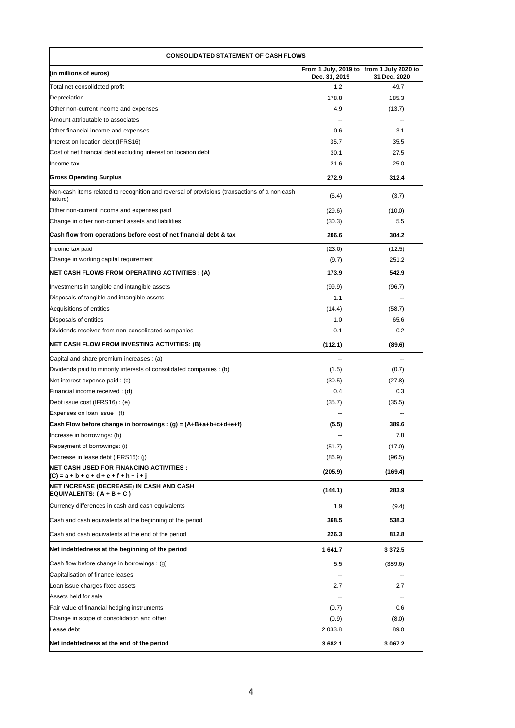| CONSOLIDATED STATEMENT OF CASH FLOWS | | |
|---|---|---|
| (in millions of euros) | From 1 July, 2019 to Dec. 31, 2019 | from 1 July 2020 to 31 Dec. 2020 |
| Total net consolidated profit | 1.2 | 49.7 |
| Depreciation | 178.8 | 185.3 |
| Other non-current income and expenses | 4.9 | (13.7) |
| Amount attributable to associates | -- | -- |
| Other financial income and expenses | 0.6 | 3.1 |
| Interest on location debt (IFRS16) | 35.7 | 35.5 |
| Cost of net financial debt excluding interest on location debt | 30.1 | 27.5 |
| Income tax | 21.6 | 25.0 |
| **Gross Operating Surplus** | **272.9** | **312.4** |
| Non-cash items related to recognition and reversal of provisions (transactions of a non cash nature) | (6.4) | (3.7) |
| Other non-current income and expenses paid | (29.6) | (10.0) |
| Change in other non-current assets and liabilities | (30.3) | 5.5 |
| **Cash flow from operations before cost of net financial debt & tax** | **206.6** | **304.2** |
| Income tax paid | (23.0) | (12.5) |
| Change in working capital requirement | (9.7) | 251.2 |
| **NET CASH FLOWS FROM OPERATING ACTIVITIES : (A)** | **173.9** | **542.9** |
| Investments in tangible and intangible assets | (99.9) | (96.7) |
| Disposals of tangible and intangible assets | 1.1 | -- |
| Acquisitions of entities | (14.4) | (58.7) |
| Disposals of entities | 1.0 | 65.6 |
| Dividends received from non-consolidated companies | 0.1 | 0.2 |
| **NET CASH FLOW FROM INVESTING ACTIVITIES: (B)** | **(112.1)** | **(89.6)** |
| Capital and share premium increases : (a) | -- | -- |
| Dividends paid to minority interests of consolidated companies : (b) | (1.5) | (0.7) |
| Net interest expense paid : (c) | (30.5) | (27.8) |
| Financial income received : (d) | 0.4 | 0.3 |
| Debt issue cost (IFRS16) : (e) | (35.7) | (35.5) |
| Expenses on loan issue : (f) | -- | -- |
| **Cash Flow before change in borrowings : (g) = (A+B+a+b+c+d+e+f)** | **(5.5)** | **389.6** |
| Increase in borrowings: (h) | -- | 7.8 |
| Repayment of borrowings: (i) | (51.7) | (17.0) |
| Decrease in lease debt (IFRS16): (j) | (86.9) | (96.5) |
| **NET CASH USED FOR FINANCING ACTIVITIES : (C) = a + b + c + d + e + f + h + i + j** | **(205.9)** | **(169.4)** |
| **NET INCREASE (DECREASE) IN CASH AND CASH EQUIVALENTS: ( A + B + C )** | **(144.1)** | **283.9** |
| Currency differences in cash and cash equivalents | 1.9 | (9.4) |
| Cash and cash equivalents at the beginning of the period | **368.5** | **538.3** |
| Cash and cash equivalents at the end of the period | **226.3** | **812.8** |
| **Net indebtedness at the beginning of the period** | **1 641.7** | **3 372.5** |
| Cash flow before change in borrowings : (g) | 5.5 | (389.6) |
| Capitalisation of finance leases | -- | -- |
| Loan issue charges fixed assets | 2.7 | 2.7 |
| Assets held for sale | -- | -- |
| Fair value of financial hedging instruments | (0.7) | 0.6 |
| Change in scope of consolidation and other | (0.9) | (8.0) |
| Lease debt | 2 033.8 | 89.0 |
| **Net indebtedness at the end of the period** | **3 682.1** | **3 067.2** |